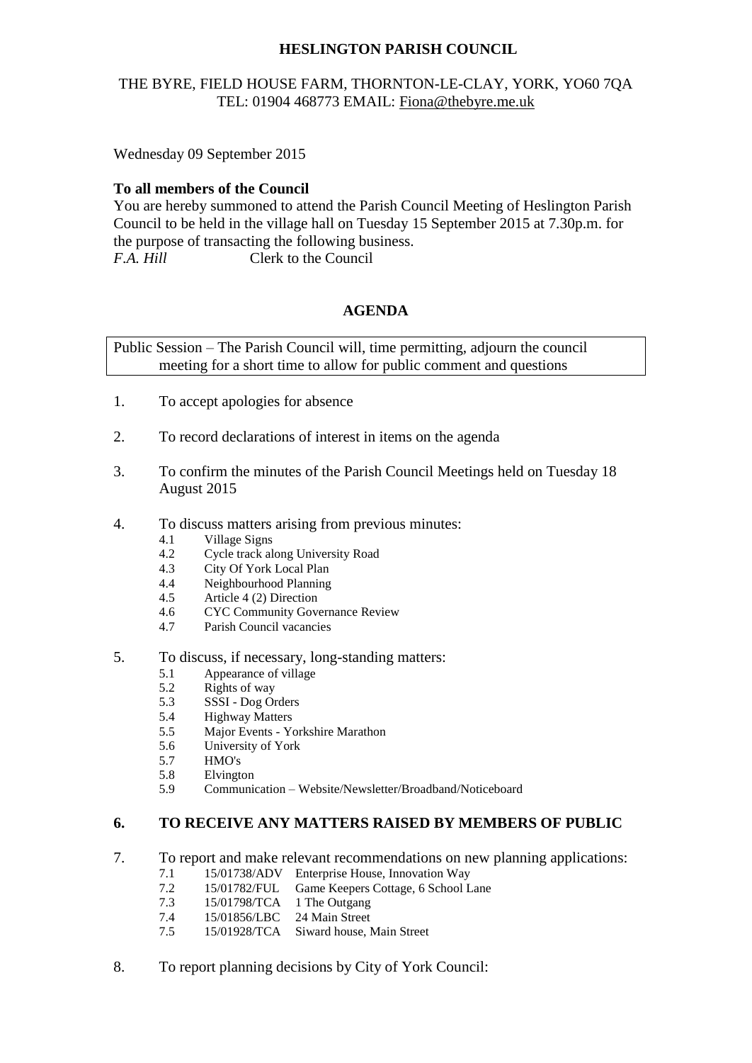**HESLINGTON PARISH COUNCIL**

THE BYRE, FIELD HOUSE FARM, THORNTON-LE-CLAY, YORK, YO60 7QA
TEL: 01904 468773 EMAIL: Fiona@thebyre.me.uk

Wednesday 09 September 2015

**To all members of the Council**
You are hereby summoned to attend the Parish Council Meeting of Heslington Parish Council to be held in the village hall on Tuesday 15 September 2015 at 7.30p.m. for the purpose of transacting the following business.
*F.A. Hill* Clerk to the Council

## AGENDA

Public Session – The Parish Council will, time permitting, adjourn the council meeting for a short time to allow for public comment and questions

1. To accept apologies for absence

2. To record declarations of interest in items on the agenda

3. To confirm the minutes of the Parish Council Meetings held on Tuesday 18 August 2015

4. To discuss matters arising from previous minutes:
   - 4.1 Village Signs
   - 4.2 Cycle track along University Road
   - 4.3 City Of York Local Plan
   - 4.4 Neighbourhood Planning
   - 4.5 Article 4 (2) Direction
   - 4.6 CYC Community Governance Review
   - 4.7 Parish Council vacancies

5. To discuss, if necessary, long-standing matters:
   - 5.1 Appearance of village
   - 5.2 Rights of way
   - 5.3 SSSI - Dog Orders
   - 5.4 Highway Matters
   - 5.5 Major Events - Yorkshire Marathon
   - 5.6 University of York
   - 5.7 HMO's
   - 5.8 Elvington
   - 5.9 Communication – Website/Newsletter/Broadband/Noticeboard

**6. TO RECEIVE ANY MATTERS RAISED BY MEMBERS OF PUBLIC**

7. To report and make relevant recommendations on new planning applications:
   - 7.1 15/01738/ADV Enterprise House, Innovation Way
   - 7.2 15/01782/FUL Game Keepers Cottage, 6 School Lane
   - 7.3 15/01798/TCA 1 The Outgang
   - 7.4 15/01856/LBC 24 Main Street
   - 7.5 15/01928/TCA Siward house, Main Street

8. To report planning decisions by City of York Council: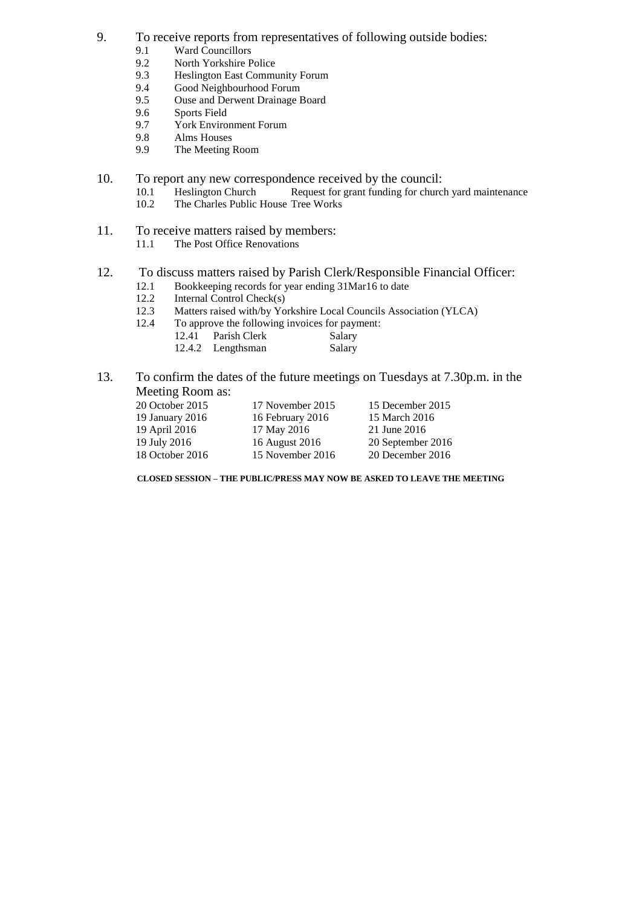9. To receive reports from representatives of following outside bodies:
   - 9.1 Ward Councillors
   - 9.2 North Yorkshire Police
   - 9.3 Heslington East Community Forum
   - 9.4 Good Neighbourhood Forum
   - 9.5 Ouse and Derwent Drainage Board
   - 9.6 Sports Field
   - 9.7 York Environment Forum
   - 9.8 Alms Houses
   - 9.9 The Meeting Room

10. To report any new correspondence received by the council:
    - 10.1 Heslington Church Request for grant funding for church yard maintenance
    - 10.2 The Charles Public House Tree Works

11. To receive matters raised by members:
    - 11.1 The Post Office Renovations

12. To discuss matters raised by Parish Clerk/Responsible Financial Officer:
    - 12.1 Bookkeeping records for year ending 31Mar16 to date
    - 12.2 Internal Control Check(s)
    - 12.3 Matters raised with/by Yorkshire Local Councils Association (YLCA)
    - 12.4 To approve the following invoices for payment:
      - 12.41 Parish Clerk Salary
      - 12.4.2 Lengthsman Salary

13. To confirm the dates of the future meetings on Tuesdays at 7.30p.m. in the Meeting Room as:

| | | |
|---|---|---|
| 20 October 2015 | 17 November 2015 | 15 December 2015 |
| 19 January 2016 | 16 February 2016 | 15 March 2016 |
| 19 April 2016 | 17 May 2016 | 21 June 2016 |
| 19 July 2016 | 16 August 2016 | 20 September 2016 |
| 18 October 2016 | 15 November 2016 | 20 December 2016 |

**CLOSED SESSION – THE PUBLIC/PRESS MAY NOW BE ASKED TO LEAVE THE MEETING**